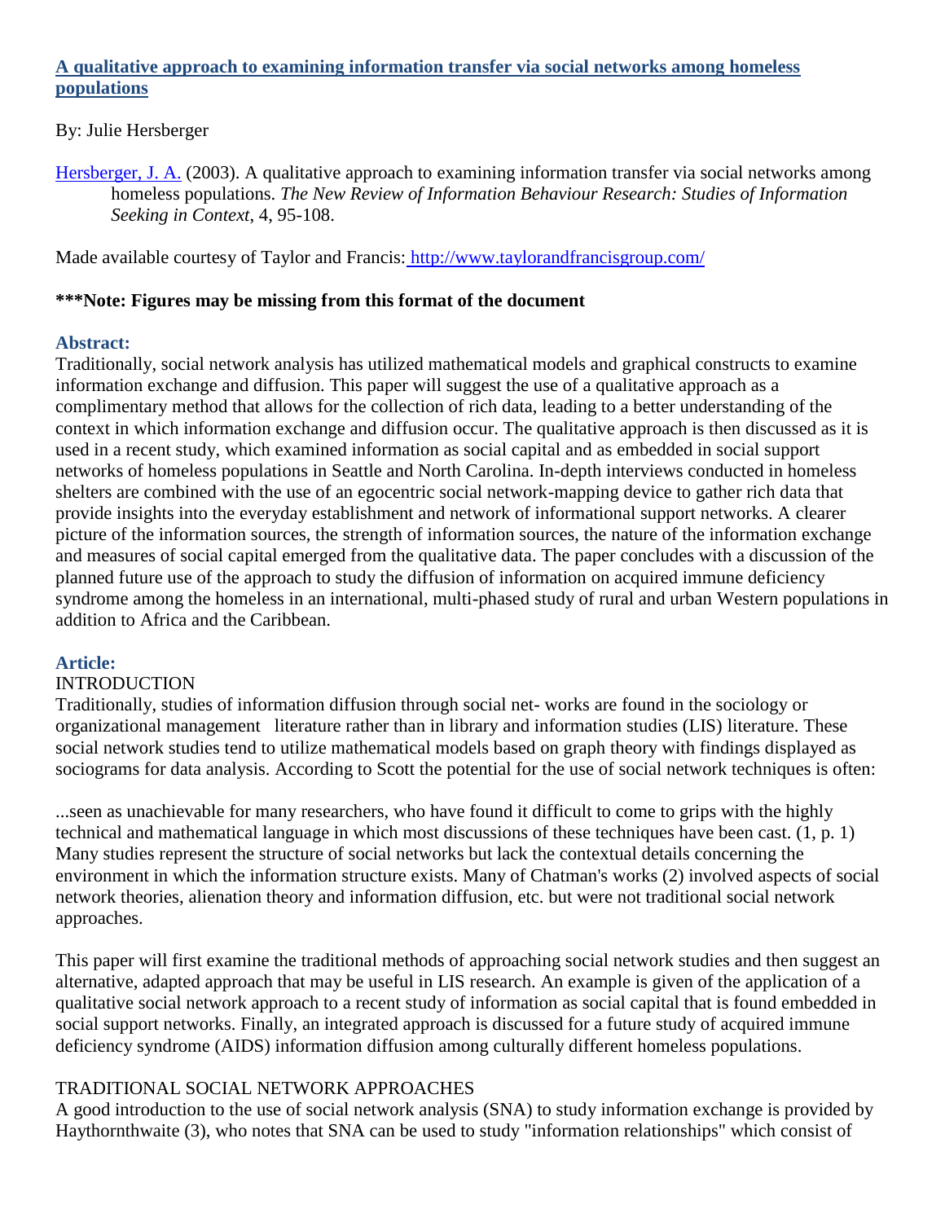# A qualitative approach to examining information transfer via social networks among homeless populations

By: Julie Hersberger

Hersberger, J. A. (2003). A qualitative approach to examining information transfer via social networks among homeless populations. *The New Review of Information Behaviour Research: Studies of Information Seeking in Context*, 4, 95-108.

Made available courtesy of Taylor and Francis: http://www.taylorandfrancisgroup.com/

**\*\*\*Note: Figures may be missing from this format of the document**

## Abstract:

Traditionally, social network analysis has utilized mathematical models and graphical constructs to examine information exchange and diffusion. This paper will suggest the use of a qualitative approach as a complimentary method that allows for the collection of rich data, leading to a better understanding of the context in which information exchange and diffusion occur. The qualitative approach is then discussed as it is used in a recent study, which examined information as social capital and as embedded in social support networks of homeless populations in Seattle and North Carolina. In-depth interviews conducted in homeless shelters are combined with the use of an egocentric social network-mapping device to gather rich data that provide insights into the everyday establishment and network of informational support networks. A clearer picture of the information sources, the strength of information sources, the nature of the information exchange and measures of social capital emerged from the qualitative data. The paper concludes with a discussion of the planned future use of the approach to study the diffusion of information on acquired immune deficiency syndrome among the homeless in an international, multi-phased study of rural and urban Western populations in addition to Africa and the Caribbean.

## Article:

### INTRODUCTION

Traditionally, studies of information diffusion through social net- works are found in the sociology or organizational management literature rather than in library and information studies (LIS) literature. These social network studies tend to utilize mathematical models based on graph theory with findings displayed as sociograms for data analysis. According to Scott the potential for the use of social network techniques is often:

...seen as unachievable for many researchers, who have found it difficult to come to grips with the highly technical and mathematical language in which most discussions of these techniques have been cast. (1, p. 1)

Many studies represent the structure of social networks but lack the contextual details concerning the environment in which the information structure exists. Many of Chatman's works (2) involved aspects of social network theories, alienation theory and information diffusion, etc. but were not traditional social network approaches.

This paper will first examine the traditional methods of approaching social network studies and then suggest an alternative, adapted approach that may be useful in LIS research. An example is given of the application of a qualitative social network approach to a recent study of information as social capital that is found embedded in social support networks. Finally, an integrated approach is discussed for a future study of acquired immune deficiency syndrome (AIDS) information diffusion among culturally different homeless populations.

### TRADITIONAL SOCIAL NETWORK APPROACHES

A good introduction to the use of social network analysis (SNA) to study information exchange is provided by Haythornthwaite (3), who notes that SNA can be used to study "information relationships" which consist of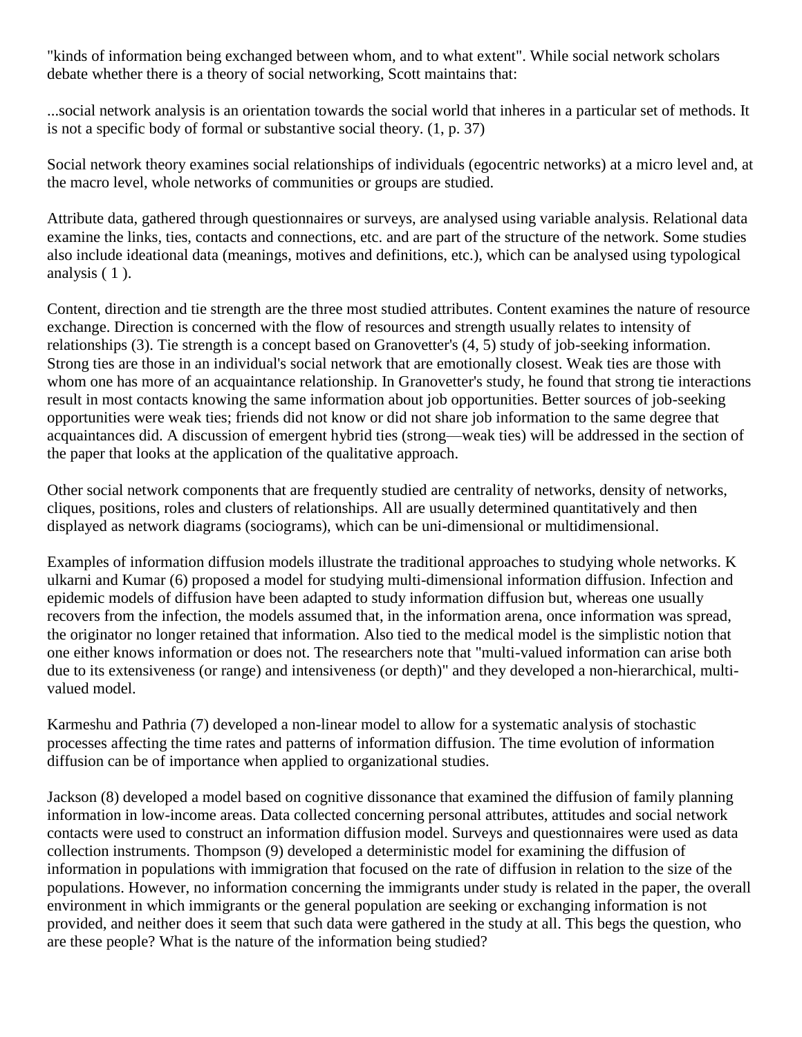"kinds of information being exchanged between whom, and to what extent". While social network scholars debate whether there is a theory of social networking, Scott maintains that:

...social network analysis is an orientation towards the social world that inheres in a particular set of methods. It is not a specific body of formal or substantive social theory. (1, p. 37)

Social network theory examines social relationships of individuals (egocentric networks) at a micro level and, at the macro level, whole networks of communities or groups are studied.

Attribute data, gathered through questionnaires or surveys, are analysed using variable analysis. Relational data examine the links, ties, contacts and connections, etc. and are part of the structure of the network. Some studies also include ideational data (meanings, motives and definitions, etc.), which can be analysed using typological analysis ( 1 ).

Content, direction and tie strength are the three most studied attributes. Content examines the nature of resource exchange. Direction is concerned with the flow of resources and strength usually relates to intensity of relationships (3). Tie strength is a concept based on Granovetter's (4, 5) study of job-seeking information. Strong ties are those in an individual's social network that are emotionally closest. Weak ties are those with whom one has more of an acquaintance relationship. In Granovetter's study, he found that strong tie interactions result in most contacts knowing the same information about job opportunities. Better sources of job-seeking opportunities were weak ties; friends did not know or did not share job information to the same degree that acquaintances did. A discussion of emergent hybrid ties (strong—weak ties) will be addressed in the section of the paper that looks at the application of the qualitative approach.

Other social network components that are frequently studied are centrality of networks, density of networks, cliques, positions, roles and clusters of relationships. All are usually determined quantitatively and then displayed as network diagrams (sociograms), which can be uni-dimensional or multidimensional.

Examples of information diffusion models illustrate the traditional approaches to studying whole networks. K ulkarni and Kumar (6) proposed a model for studying multi-dimensional information diffusion. Infection and epidemic models of diffusion have been adapted to study information diffusion but, whereas one usually recovers from the infection, the models assumed that, in the information arena, once information was spread, the originator no longer retained that information. Also tied to the medical model is the simplistic notion that one either knows information or does not. The researchers note that "multi-valued information can arise both due to its extensiveness (or range) and intensiveness (or depth)" and they developed a non-hierarchical, multi-valued model.

Karmeshu and Pathria (7) developed a non-linear model to allow for a systematic analysis of stochastic processes affecting the time rates and patterns of information diffusion. The time evolution of information diffusion can be of importance when applied to organizational studies.

Jackson (8) developed a model based on cognitive dissonance that examined the diffusion of family planning information in low-income areas. Data collected concerning personal attributes, attitudes and social network contacts were used to construct an information diffusion model. Surveys and questionnaires were used as data collection instruments. Thompson (9) developed a deterministic model for examining the diffusion of information in populations with immigration that focused on the rate of diffusion in relation to the size of the populations. However, no information concerning the immigrants under study is related in the paper, the overall environment in which immigrants or the general population are seeking or exchanging information is not provided, and neither does it seem that such data were gathered in the study at all. This begs the question, who are these people? What is the nature of the information being studied?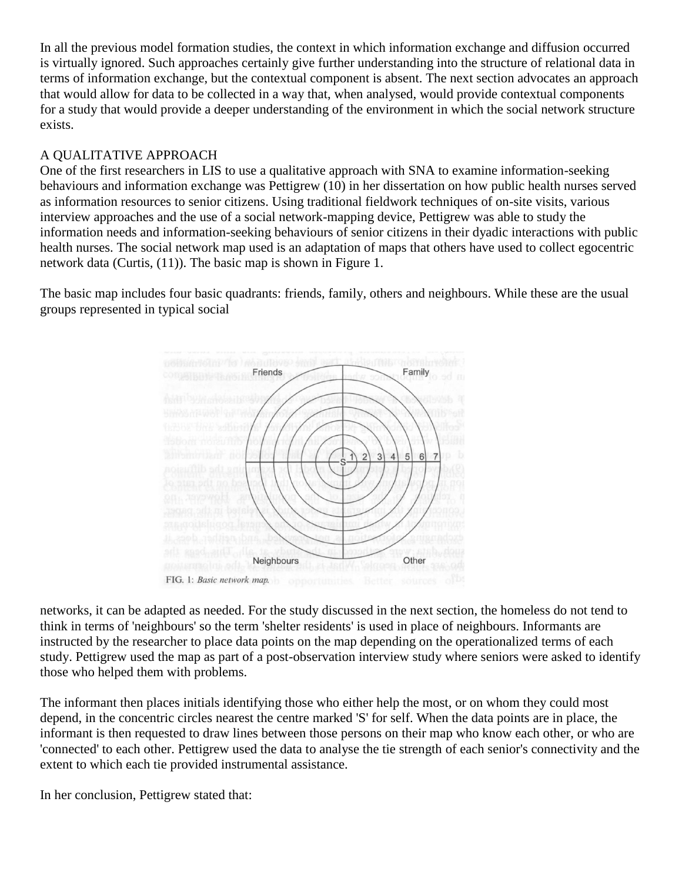In all the previous model formation studies, the context in which information exchange and diffusion occurred is virtually ignored. Such approaches certainly give further understanding into the structure of relational data in terms of information exchange, but the contextual component is absent. The next section advocates an approach that would allow for data to be collected in a way that, when analysed, would provide contextual components for a study that would provide a deeper understanding of the environment in which the social network structure exists.

## A QUALITATIVE APPROACH

One of the first researchers in LIS to use a qualitative approach with SNA to examine information-seeking behaviours and information exchange was Pettigrew (10) in her dissertation on how public health nurses served as information resources to senior citizens. Using traditional fieldwork techniques of on-site visits, various interview approaches and the use of a social network-mapping device, Pettigrew was able to study the information needs and information-seeking behaviours of senior citizens in their dyadic interactions with public health nurses. The social network map used is an adaptation of maps that others have used to collect egocentric network data (Curtis, (11)). The basic map is shown in Figure 1.

The basic map includes four basic quadrants: friends, family, others and neighbours. While these are the usual groups represented in typical social

Friends
Family
S
1
2
3
4
5
6
7
Neighbours
Other

FIG. 1: *Basic network map.*

networks, it can be adapted as needed. For the study discussed in the next section, the homeless do not tend to think in terms of 'neighbours' so the term 'shelter residents' is used in place of neighbours. Informants are instructed by the researcher to place data points on the map depending on the operationalized terms of each study. Pettigrew used the map as part of a post-observation interview study where seniors were asked to identify those who helped them with problems.

The informant then places initials identifying those who either help the most, or on whom they could most depend, in the concentric circles nearest the centre marked 'S' for self. When the data points are in place, the informant is then requested to draw lines between those persons on their map who know each other, or who are 'connected' to each other. Pettigrew used the data to analyse the tie strength of each senior's connectivity and the extent to which each tie provided instrumental assistance.

In her conclusion, Pettigrew stated that: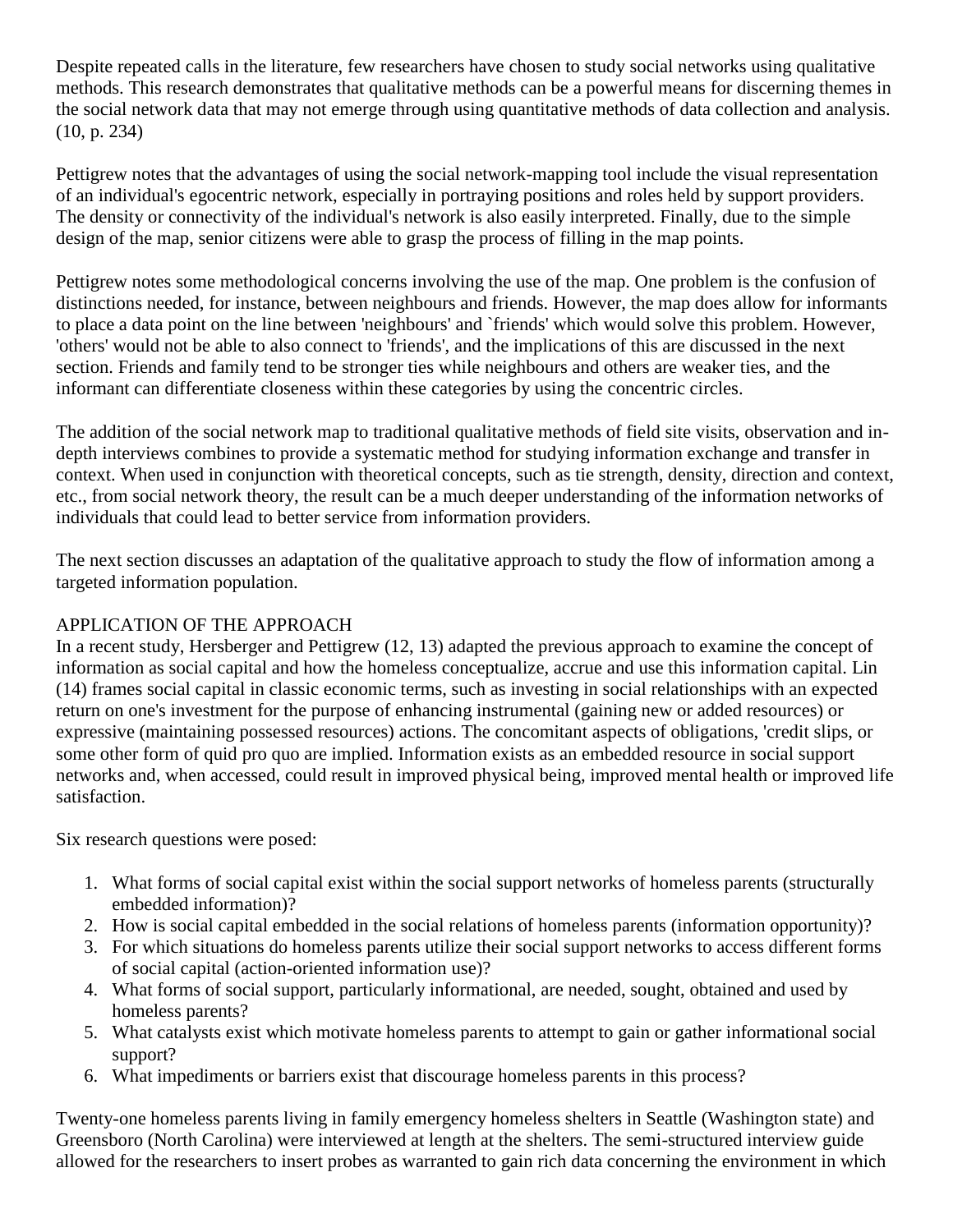Despite repeated calls in the literature, few researchers have chosen to study social networks using qualitative methods. This research demonstrates that qualitative methods can be a powerful means for discerning themes in the social network data that may not emerge through using quantitative methods of data collection and analysis. (10, p. 234)

Pettigrew notes that the advantages of using the social network-mapping tool include the visual representation of an individual's egocentric network, especially in portraying positions and roles held by support providers. The density or connectivity of the individual's network is also easily interpreted. Finally, due to the simple design of the map, senior citizens were able to grasp the process of filling in the map points.

Pettigrew notes some methodological concerns involving the use of the map. One problem is the confusion of distinctions needed, for instance, between neighbours and friends. However, the map does allow for informants to place a data point on the line between 'neighbours' and `friends' which would solve this problem. However, 'others' would not be able to also connect to 'friends', and the implications of this are discussed in the next section. Friends and family tend to be stronger ties while neighbours and others are weaker ties, and the informant can differentiate closeness within these categories by using the concentric circles.

The addition of the social network map to traditional qualitative methods of field site visits, observation and in-depth interviews combines to provide a systematic method for studying information exchange and transfer in context. When used in conjunction with theoretical concepts, such as tie strength, density, direction and context, etc., from social network theory, the result can be a much deeper understanding of the information networks of individuals that could lead to better service from information providers.

The next section discusses an adaptation of the qualitative approach to study the flow of information among a targeted information population.

## APPLICATION OF THE APPROACH

In a recent study, Hersberger and Pettigrew (12, 13) adapted the previous approach to examine the concept of information as social capital and how the homeless conceptualize, accrue and use this information capital. Lin (14) frames social capital in classic economic terms, such as investing in social relationships with an expected return on one's investment for the purpose of enhancing instrumental (gaining new or added resources) or expressive (maintaining possessed resources) actions. The concomitant aspects of obligations, 'credit slips, or some other form of quid pro quo are implied. Information exists as an embedded resource in social support networks and, when accessed, could result in improved physical being, improved mental health or improved life satisfaction.

Six research questions were posed:

1. What forms of social capital exist within the social support networks of homeless parents (structurally embedded information)?
2. How is social capital embedded in the social relations of homeless parents (information opportunity)?
3. For which situations do homeless parents utilize their social support networks to access different forms of social capital (action-oriented information use)?
4. What forms of social support, particularly informational, are needed, sought, obtained and used by homeless parents?
5. What catalysts exist which motivate homeless parents to attempt to gain or gather informational social support?
6. What impediments or barriers exist that discourage homeless parents in this process?

Twenty-one homeless parents living in family emergency homeless shelters in Seattle (Washington state) and Greensboro (North Carolina) were interviewed at length at the shelters. The semi-structured interview guide allowed for the researchers to insert probes as warranted to gain rich data concerning the environment in which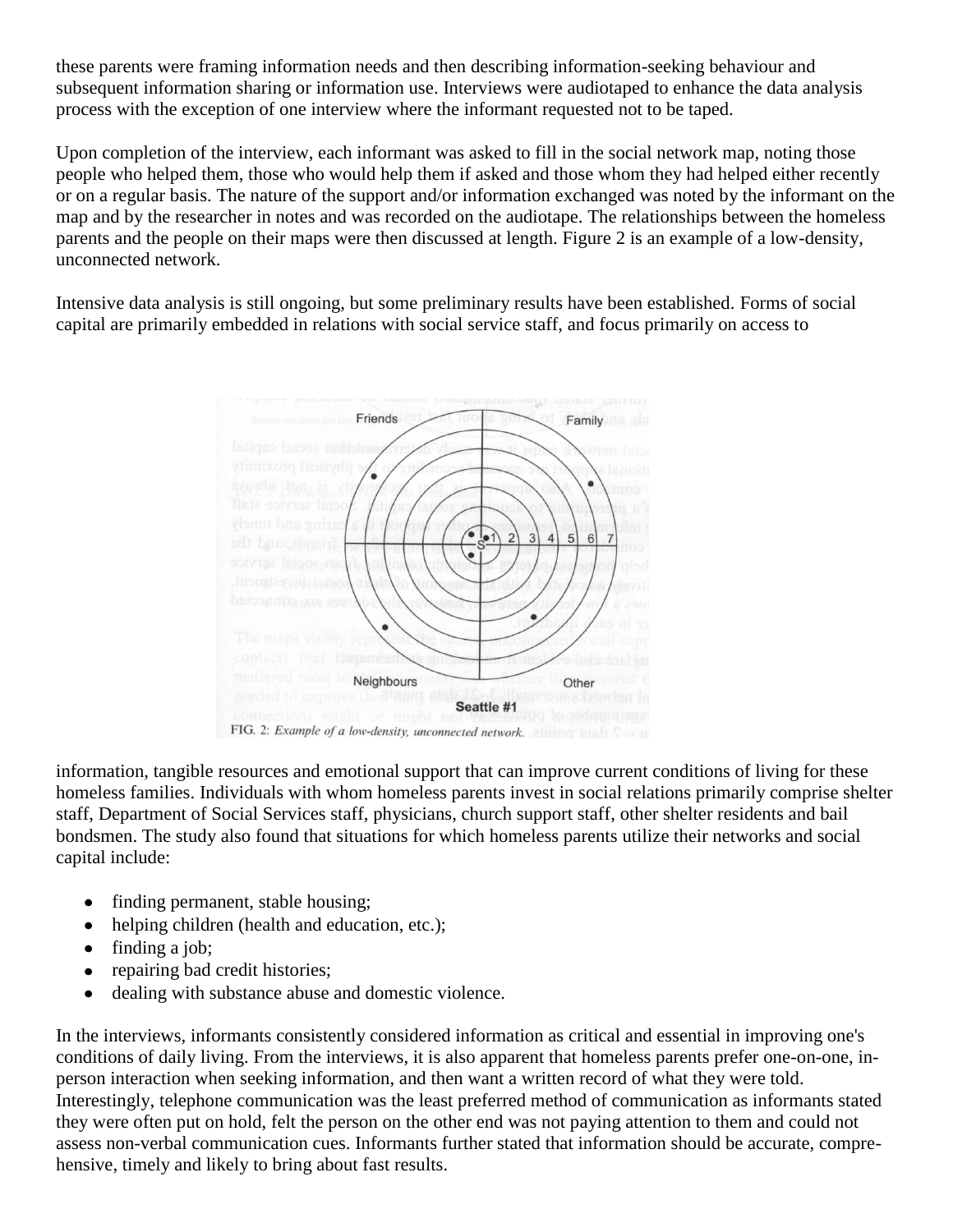these parents were framing information needs and then describing information-seeking behaviour and subsequent information sharing or information use. Interviews were audiotaped to enhance the data analysis process with the exception of one interview where the informant requested not to be taped.

Upon completion of the interview, each informant was asked to fill in the social network map, noting those people who helped them, those who would help them if asked and those whom they had helped either recently or on a regular basis. The nature of the support and/or information exchanged was noted by the informant on the map and by the researcher in notes and was recorded on the audiotape. The relationships between the homeless parents and the people on their maps were then discussed at length. Figure 2 is an example of a low-density, unconnected network.

Intensive data analysis is still ongoing, but some preliminary results have been established. Forms of social capital are primarily embedded in relations with social service staff, and focus primarily on access to

Friends
Family
S
1 2 3 4 5 6 7
Neighbours
Other
Seattle #1

FIG. 2: *Example of a low-density, unconnected network.*

information, tangible resources and emotional support that can improve current conditions of living for these homeless families. Individuals with whom homeless parents invest in social relations primarily comprise shelter staff, Department of Social Services staff, physicians, church support staff, other shelter residents and bail bondsmen. The study also found that situations for which homeless parents utilize their networks and social capital include:

- finding permanent, stable housing;
- helping children (health and education, etc.);
- finding a job;
- repairing bad credit histories;
- dealing with substance abuse and domestic violence.

In the interviews, informants consistently considered information as critical and essential in improving one's conditions of daily living. From the interviews, it is also apparent that homeless parents prefer one-on-one, in-person interaction when seeking information, and then want a written record of what they were told. Interestingly, telephone communication was the least preferred method of communication as informants stated they were often put on hold, felt the person on the other end was not paying attention to them and could not assess non-verbal communication cues. Informants further stated that information should be accurate, comprehensive, timely and likely to bring about fast results.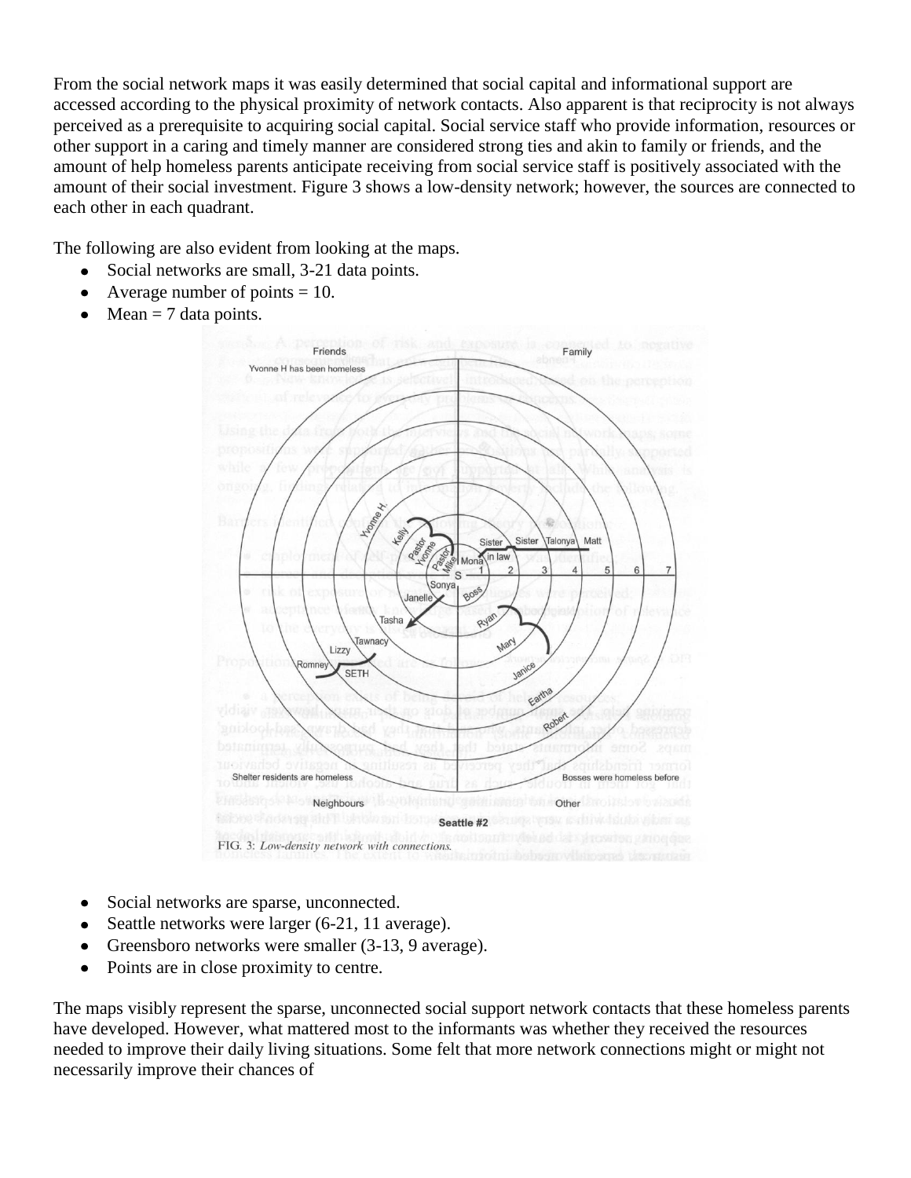From the social network maps it was easily determined that social capital and informational support are accessed according to the physical proximity of network contacts. Also apparent is that reciprocity is not always perceived as a prerequisite to acquiring social capital. Social service staff who provide information, resources or other support in a caring and timely manner are considered strong ties and akin to family or friends, and the amount of help homeless parents anticipate receiving from social service staff is positively associated with the amount of their social investment. Figure 3 shows a low-density network; however, the sources are connected to each other in each quadrant.

The following are also evident from looking at the maps.

- Social networks are small, 3-21 data points.
- Average number of points = 10.
- Mean = 7 data points.

Friends
Yvonne H has been homeless
Family
Yvonne H.
Kelly
Pastor Yvonne
Pastor Mike
Mona
Sister in law
Sister
Talonya
Matt
S
1
2
3
4
5
6
7
Sonya
Janelle
Boss
Tasha
Ryan
Tawnacy
Lizzy
Romney
SETH
Mary
Janice
Eartha
Robert
Shelter residents are homeless
Bosses were homeless before
Neighbours
Other
Seattle #2

FIG. 3: *Low-density network with connections.*

- Social networks are sparse, unconnected.
- Seattle networks were larger (6-21, 11 average).
- Greensboro networks were smaller (3-13, 9 average).
- Points are in close proximity to centre.

The maps visibly represent the sparse, unconnected social support network contacts that these homeless parents have developed. However, what mattered most to the informants was whether they received the resources needed to improve their daily living situations. Some felt that more network connections might or might not necessarily improve their chances of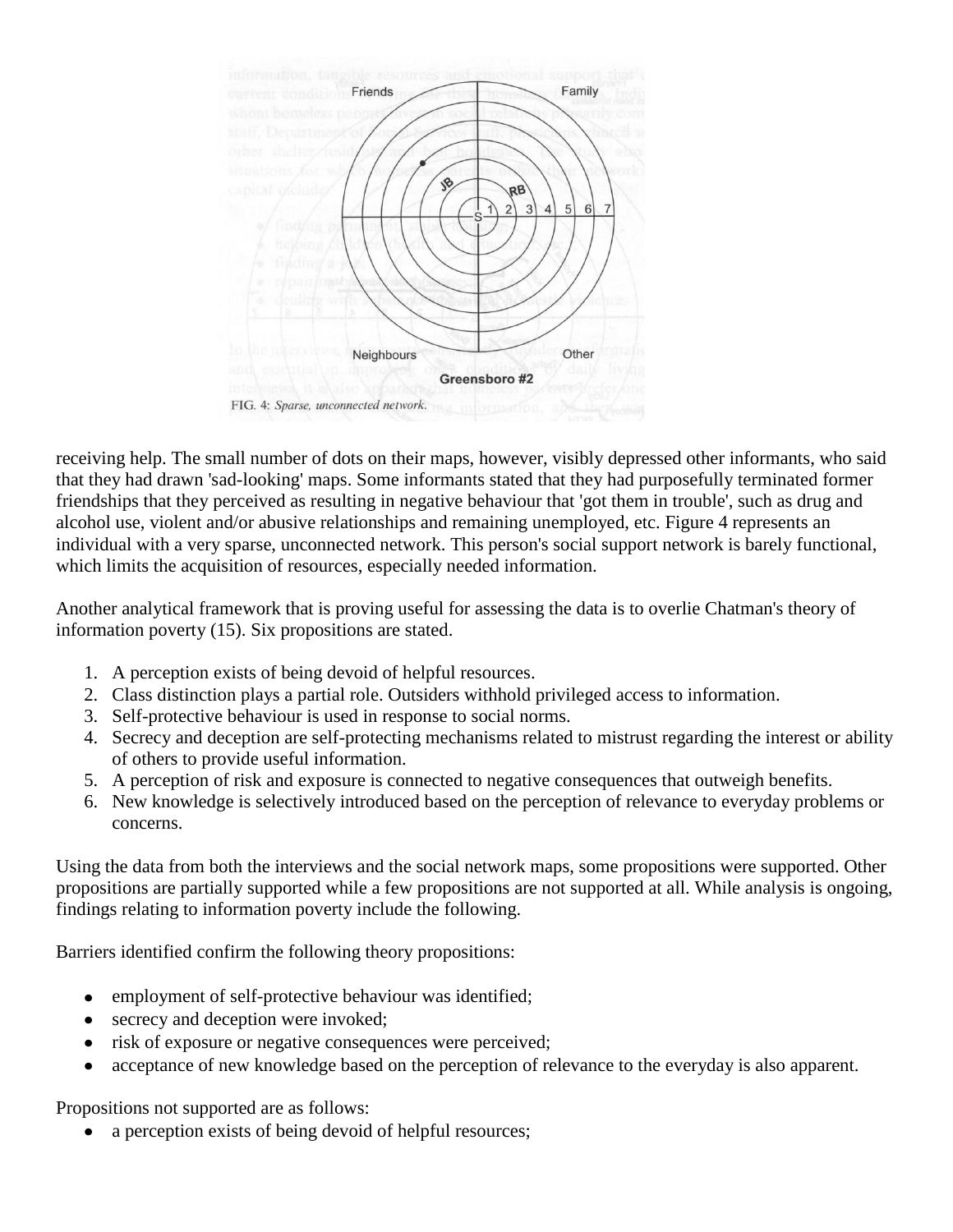Friends

Family

Neighbours

Other

JB

RB

S

1 2 3 4 5 6 7

Greensboro #2

FIG. 4: *Sparse, unconnected network.*

receiving help. The small number of dots on their maps, however, visibly depressed other informants, who said that they had drawn 'sad-looking' maps. Some informants stated that they had purposefully terminated former friendships that they perceived as resulting in negative behaviour that 'got them in trouble', such as drug and alcohol use, violent and/or abusive relationships and remaining unemployed, etc. Figure 4 represents an individual with a very sparse, unconnected network. This person's social support network is barely functional, which limits the acquisition of resources, especially needed information.

Another analytical framework that is proving useful for assessing the data is to overlie Chatman's theory of information poverty (15). Six propositions are stated.

1. A perception exists of being devoid of helpful resources.
2. Class distinction plays a partial role. Outsiders withhold privileged access to information.
3. Self-protective behaviour is used in response to social norms.
4. Secrecy and deception are self-protecting mechanisms related to mistrust regarding the interest or ability of others to provide useful information.
5. A perception of risk and exposure is connected to negative consequences that outweigh benefits.
6. New knowledge is selectively introduced based on the perception of relevance to everyday problems or concerns.

Using the data from both the interviews and the social network maps, some propositions were supported. Other propositions are partially supported while a few propositions are not supported at all. While analysis is ongoing, findings relating to information poverty include the following.

Barriers identified confirm the following theory propositions:

- employment of self-protective behaviour was identified;
- secrecy and deception were invoked;
- risk of exposure or negative consequences were perceived;
- acceptance of new knowledge based on the perception of relevance to the everyday is also apparent.

Propositions not supported are as follows:

- a perception exists of being devoid of helpful resources;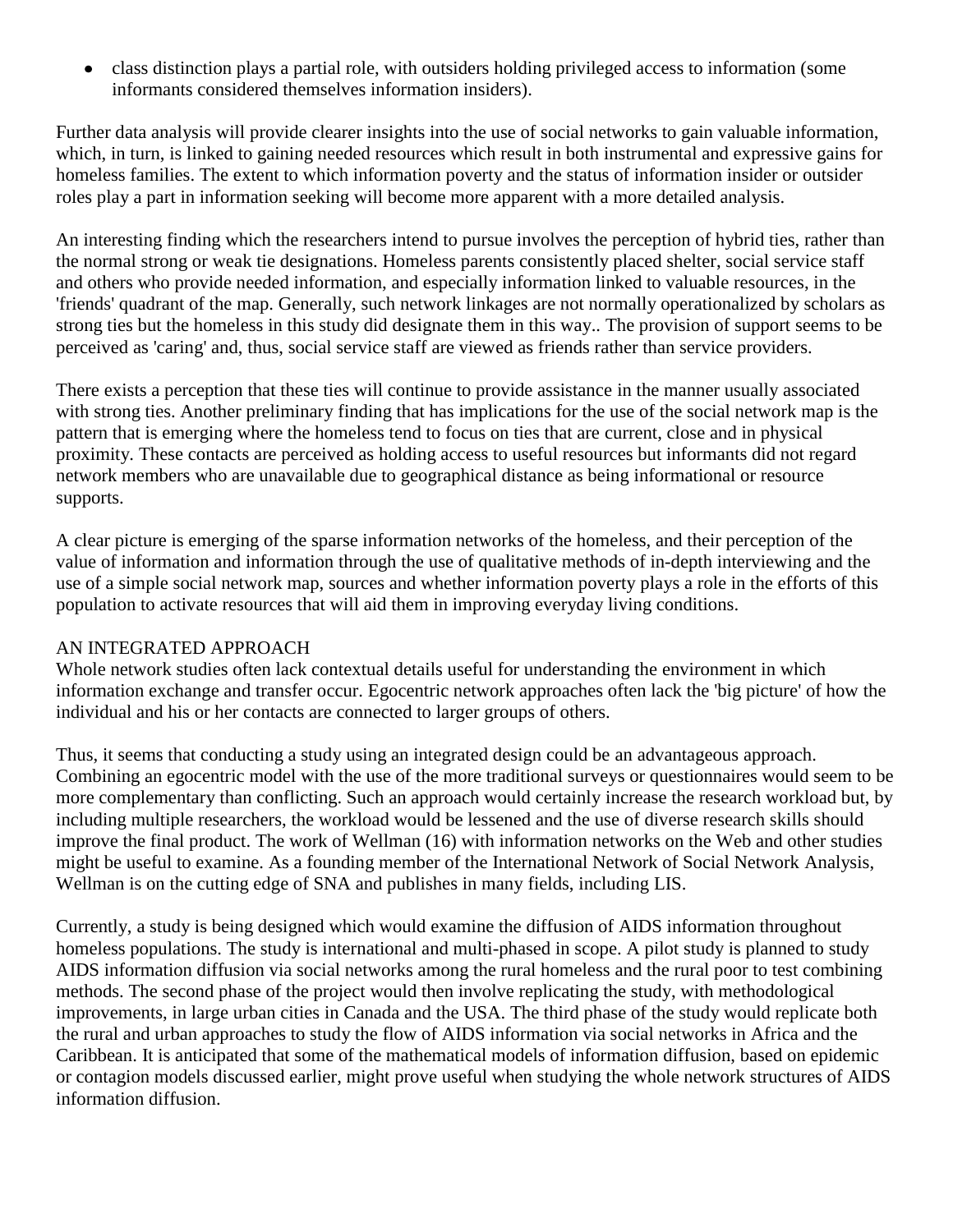- class distinction plays a partial role, with outsiders holding privileged access to information (some informants considered themselves information insiders).

Further data analysis will provide clearer insights into the use of social networks to gain valuable information, which, in turn, is linked to gaining needed resources which result in both instrumental and expressive gains for homeless families. The extent to which information poverty and the status of information insider or outsider roles play a part in information seeking will become more apparent with a more detailed analysis.

An interesting finding which the researchers intend to pursue involves the perception of hybrid ties, rather than the normal strong or weak tie designations. Homeless parents consistently placed shelter, social service staff and others who provide needed information, and especially information linked to valuable resources, in the 'friends' quadrant of the map. Generally, such network linkages are not normally operationalized by scholars as strong ties but the homeless in this study did designate them in this way.. The provision of support seems to be perceived as 'caring' and, thus, social service staff are viewed as friends rather than service providers.

There exists a perception that these ties will continue to provide assistance in the manner usually associated with strong ties. Another preliminary finding that has implications for the use of the social network map is the pattern that is emerging where the homeless tend to focus on ties that are current, close and in physical proximity. These contacts are perceived as holding access to useful resources but informants did not regard network members who are unavailable due to geographical distance as being informational or resource supports.

A clear picture is emerging of the sparse information networks of the homeless, and their perception of the value of information and information through the use of qualitative methods of in-depth interviewing and the use of a simple social network map, sources and whether information poverty plays a role in the efforts of this population to activate resources that will aid them in improving everyday living conditions.

## AN INTEGRATED APPROACH

Whole network studies often lack contextual details useful for understanding the environment in which information exchange and transfer occur. Egocentric network approaches often lack the 'big picture' of how the individual and his or her contacts are connected to larger groups of others.

Thus, it seems that conducting a study using an integrated design could be an advantageous approach. Combining an egocentric model with the use of the more traditional surveys or questionnaires would seem to be more complementary than conflicting. Such an approach would certainly increase the research workload but, by including multiple researchers, the workload would be lessened and the use of diverse research skills should improve the final product. The work of Wellman (16) with information networks on the Web and other studies might be useful to examine. As a founding member of the International Network of Social Network Analysis, Wellman is on the cutting edge of SNA and publishes in many fields, including LIS.

Currently, a study is being designed which would examine the diffusion of AIDS information throughout homeless populations. The study is international and multi-phased in scope. A pilot study is planned to study AIDS information diffusion via social networks among the rural homeless and the rural poor to test combining methods. The second phase of the project would then involve replicating the study, with methodological improvements, in large urban cities in Canada and the USA. The third phase of the study would replicate both the rural and urban approaches to study the flow of AIDS information via social networks in Africa and the Caribbean. It is anticipated that some of the mathematical models of information diffusion, based on epidemic or contagion models discussed earlier, might prove useful when studying the whole network structures of AIDS information diffusion.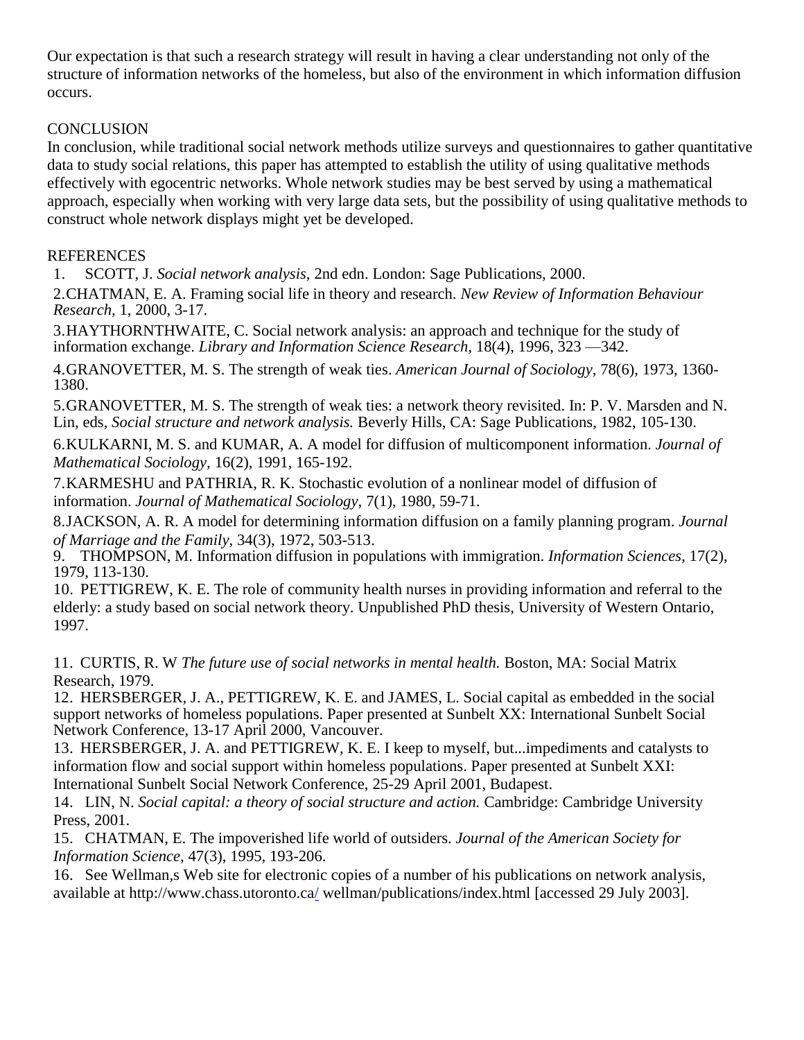Our expectation is that such a research strategy will result in having a clear understanding not only of the structure of information networks of the homeless, but also of the environment in which information diffusion occurs.

## CONCLUSION

In conclusion, while traditional social network methods utilize surveys and questionnaires to gather quantitative data to study social relations, this paper has attempted to establish the utility of using qualitative methods effectively with egocentric networks. Whole network studies may be best served by using a mathematical approach, especially when working with very large data sets, but the possibility of using qualitative methods to construct whole network displays might yet be developed.

## REFERENCES

1. SCOTT, J. *Social network analysis*, 2nd edn. London: Sage Publications, 2000.
2. CHATMAN, E. A. Framing social life in theory and research. *New Review of Information Behaviour Research,* 1, 2000, 3-17.
3. HAYTHORNTHWAITE, C. Social network analysis: an approach and technique for the study of information exchange. *Library and Information Science Research,* 18(4), 1996, 323 —342.
4. GRANOVETTER, M. S. The strength of weak ties. *American Journal of Sociology*, 78(6), 1973, 1360-1380.
5. GRANOVETTER, M. S. The strength of weak ties: a network theory revisited. In: P. V. Marsden and N. Lin, eds, *Social structure and network analysis.* Beverly Hills, CA: Sage Publications, 1982, 105-130.
6. KULKARNI, M. S. and KUMAR, A. A model for diffusion of multicomponent information. *Journal of Mathematical Sociology,* 16(2), 1991, 165-192.
7. KARMESHU and PATHRIA, R. K. Stochastic evolution of a nonlinear model of diffusion of information. *Journal of Mathematical Sociology*, 7(1), 1980, 59-71.
8. JACKSON, A. R. A model for determining information diffusion on a family planning program. *Journal of Marriage and the Family*, 34(3), 1972, 503-513.
9. THOMPSON, M. Information diffusion in populations with immigration. *Information Sciences*, 17(2), 1979, 113-130.
10. PETTIGREW, K. E. The role of community health nurses in providing information and referral to the elderly: a study based on social network theory. Unpublished PhD thesis, University of Western Ontario, 1997.
11. CURTIS, R. W *The future use of social networks in mental health.* Boston, MA: Social Matrix Research, 1979.
12. HERSBERGER, J. A., PETTIGREW, K. E. and JAMES, L. Social capital as embedded in the social support networks of homeless populations. Paper presented at Sunbelt XX: International Sunbelt Social Network Conference, 13-17 April 2000, Vancouver.
13. HERSBERGER, J. A. and PETTIGREW, K. E. I keep to myself, but...impediments and catalysts to information flow and social support within homeless populations. Paper presented at Sunbelt XXI: International Sunbelt Social Network Conference, 25-29 April 2001, Budapest.
14. LIN, N. *Social capital: a theory of social structure and action.* Cambridge: Cambridge University Press, 2001.
15. CHATMAN, E. The impoverished life world of outsiders. *Journal of the American Society for Information Science,* 47(3), 1995, 193-206.
16. See Wellman,s Web site for electronic copies of a number of his publications on network analysis, available at http://www.chass.utoronto.ca/ wellman/publications/index.html [accessed 29 July 2003].